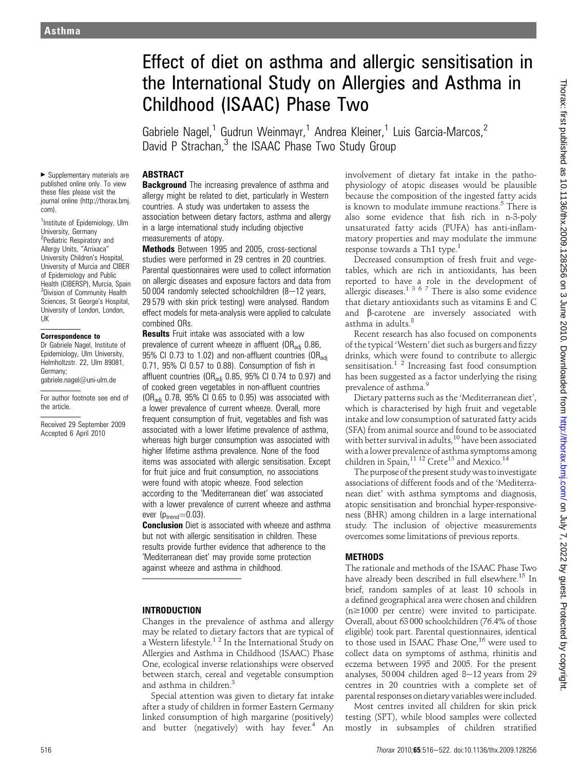# Effect of diet on asthma and allergic sensitisation in the International Study on Allergies and Asthma in Childhood (ISAAC) Phase Two

Gabriele Nagel,[1] Gudrun Weinmayr,[1] Andrea Kleiner,[1] Luis Garcia-Marcos,[2] David P Strachan,[3] the ISAAC Phase Two Study Group

▸ Supplementary materials are published online only. To view these files please visit the journal online (http://thorax.bmj.com).

[1]Institute of Epidemiology, Ulm University, Germany
[2]Pediatric Respiratory and Allergy Units, "Arrixaca" University Children's Hospital, University of Murcia and CIBER of Epidemiology and Public Health (CIBERSP), Murcia, Spain
[3]Division of Community Health Sciences, St George's Hospital, University of London, London, UK

**Correspondence to**
Dr Gabriele Nagel, Institute of Epidemiology, Ulm University, Helmholtzstr. 22, Ulm 89081, Germany; gabriele.nagel@uni-ulm.de

For author footnote see end of the article.

Received 29 September 2009
Accepted 6 April 2010

## ABSTRACT

**Background** The increasing prevalence of asthma and allergy might be related to diet, particularly in Western countries. A study was undertaken to assess the association between dietary factors, asthma and allergy in a large international study including objective measurements of atopy.

**Methods** Between 1995 and 2005, cross-sectional studies were performed in 29 centres in 20 countries. Parental questionnaires were used to collect information on allergic diseases and exposure factors and data from 50 004 randomly selected schoolchildren (8–12 years, 29 579 with skin prick testing) were analysed. Random effect models for meta-analysis were applied to calculate combined ORs.

**Results** Fruit intake was associated with a low prevalence of current wheeze in affluent ($OR_{adj}$ 0.86, 95% CI 0.73 to 1.02) and non-affluent countries ($OR_{adj}$ 0.71, 95% CI 0.57 to 0.88). Consumption of fish in affluent countries ($OR_{adj}$ 0.85, 95% CI 0.74 to 0.97) and of cooked green vegetables in non-affluent countries ($OR_{adj}$ 0.78, 95% CI 0.65 to 0.95) was associated with a lower prevalence of current wheeze. Overall, more frequent consumption of fruit, vegetables and fish was associated with a lower lifetime prevalence of asthma, whereas high burger consumption was associated with higher lifetime asthma prevalence. None of the food items was associated with allergic sensitisation. Except for fruit juice and fruit consumption, no associations were found with atopic wheeze. Food selection according to the 'Mediterranean diet' was associated with a lower prevalence of current wheeze and asthma ever ($p_{trend}$=0.03).

**Conclusion** Diet is associated with wheeze and asthma but not with allergic sensitisation in children. These results provide further evidence that adherence to the 'Mediterranean diet' may provide some protection against wheeze and asthma in childhood.

## INTRODUCTION

Changes in the prevalence of asthma and allergy may be related to dietary factors that are typical of a Western lifestyle.[1 2] In the International Study on Allergies and Asthma in Childhood (ISAAC) Phase One, ecological inverse relationships were observed between starch, cereal and vegetable consumption and asthma in children.[3]

Special attention was given to dietary fat intake after a study of children in former Eastern Germany linked consumption of high margarine (positively) and butter (negatively) with hay fever.[4] An involvement of dietary fat intake in the pathophysiology of atopic diseases would be plausible because the composition of the ingested fatty acids is known to modulate immune reactions.[5] There is also some evidence that fish rich in n-3-poly unsaturated fatty acids (PUFA) has anti-inflammatory properties and may modulate the immune response towards a Th1 type.[1]

Decreased consumption of fresh fruit and vegetables, which are rich in antioxidants, has been reported to have a role in the development of allergic diseases.[1 3 6 7] There is also some evidence that dietary antioxidants such as vitamins E and C and β-carotene are inversely associated with asthma in adults.[8]

Recent research has also focused on components of the typical 'Western' diet such as burgers and fizzy drinks, which were found to contribute to allergic sensitisation.[1 2] Increasing fast food consumption has been suggested as a factor underlying the rising prevalence of asthma.[9]

Dietary patterns such as the 'Mediterranean diet', which is characterised by high fruit and vegetable intake and low consumption of saturated fatty acids (SFA) from animal source and found to be associated with better survival in adults,[10] have been associated with a lower prevalence of asthma symptoms among children in Spain,[11 12] Crete[13] and Mexico.[14]

The purpose of the present study was to investigate associations of different foods and of the 'Mediterranean diet' with asthma symptoms and diagnosis, atopic sensitisation and bronchial hyper-responsiveness (BHR) among children in a large international study. The inclusion of objective measurements overcomes some limitations of previous reports.

## METHODS

The rationale and methods of the ISAAC Phase Two have already been described in full elsewhere.[15] In brief, random samples of at least 10 schools in a defined geographical area were chosen and children (n≥1000 per centre) were invited to participate. Overall, about 63 000 schoolchildren (76.4% of those eligible) took part. Parental questionnaires, identical to those used in ISAAC Phase One,[16] were used to collect data on symptoms of asthma, rhinitis and eczema between 1995 and 2005. For the present analyses, 50 004 children aged 8–12 years from 29 centres in 20 countries with a complete set of parental responses on dietary variables were included.

Most centres invited all children for skin prick testing (SPT), while blood samples were collected mostly in subsamples of children stratified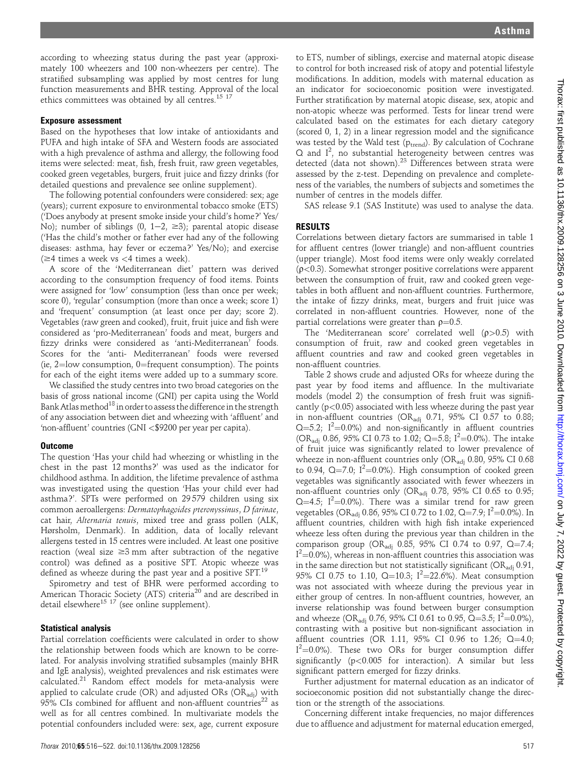according to wheezing status during the past year (approximately 100 wheezers and 100 non-wheezers per centre). The stratified subsampling was applied by most centres for lung function measurements and BHR testing. Approval of the local ethics committees was obtained by all centres.[15 17]

### Exposure assessment

Based on the hypotheses that low intake of antioxidants and PUFA and high intake of SFA and Western foods are associated with a high prevalence of asthma and allergy, the following food items were selected: meat, fish, fresh fruit, raw green vegetables, cooked green vegetables, burgers, fruit juice and fizzy drinks (for detailed questions and prevalence see online supplement).

The following potential confounders were considered: sex; age (years); current exposure to environmental tobacco smoke (ETS) ('Does anybody at present smoke inside your child's home?' Yes/No); number of siblings (0, 1−2, ≥3); parental atopic disease ('Has the child's mother or father ever had any of the following diseases: asthma, hay fever or eczema?' Yes/No); and exercise (≥4 times a week vs <4 times a week).

A score of the 'Mediterranean diet' pattern was derived according to the consumption frequency of food items. Points were assigned for 'low' consumption (less than once per week; score 0), 'regular' consumption (more than once a week; score 1) and 'frequent' consumption (at least once per day; score 2). Vegetables (raw green and cooked), fruit, fruit juice and fish were considered as 'pro-Mediterranean' foods and meat, burgers and fizzy drinks were considered as 'anti-Mediterranean' foods. Scores for the 'anti- Mediterranean' foods were reversed (ie, 2=low consumption, 0=frequent consumption). The points for each of the eight items were added up to a summary score.

We classified the study centres into two broad categories on the basis of gross national income (GNI) per capita using the World Bank Atlas method[18] in order to assess the difference in the strength of any association between diet and wheezing with 'affluent' and 'non-affluent' countries (GNI <\$9200 per year per capita).

### Outcome

The question 'Has your child had wheezing or whistling in the chest in the past 12 months?' was used as the indicator for childhood asthma. In addition, the lifetime prevalence of asthma was investigated using the question 'Has your child ever had asthma?'. SPTs were performed on 29 579 children using six common aeroallergens: *Dermatophagoides pteronyssinus*, *D farinae*, cat hair, *Alternaria tenuis*, mixed tree and grass pollen (ALK, Hørsholm, Denmark). In addition, data of locally relevant allergens tested in 15 centres were included. At least one positive reaction (weal size ≥3 mm after subtraction of the negative control) was defined as a positive SPT. Atopic wheeze was defined as wheeze during the past year and a positive SPT.[19]

Spirometry and test of BHR were performed according to American Thoracic Society (ATS) criteria[20] and are described in detail elsewhere[15 17] (see online supplement).

### Statistical analysis

Partial correlation coefficients were calculated in order to show the relationship between foods which are known to be correlated. For analysis involving stratified subsamples (mainly BHR and IgE analysis), weighted prevalences and risk estimates were calculated.[21] Random effect models for meta-analysis were applied to calculate crude (OR) and adjusted ORs ($OR_{adj}$) with 95% CIs combined for affluent and non-affluent countries[22] as well as for all centres combined. In multivariate models the potential confounders included were: sex, age, current exposure to ETS, number of siblings, exercise and maternal atopic disease to control for both increased risk of atopy and potential lifestyle modifications. In addition, models with maternal education as an indicator for socioeconomic position were investigated. Further stratification by maternal atopic disease, sex, atopic and non-atopic wheeze was performed. Tests for linear trend were calculated based on the estimates for each dietary category (scored 0, 1, 2) in a linear regression model and the significance was tested by the Wald test ($p_{trend}$). By calculation of Cochrane Q and $I^2$, no substantial heterogeneity between centres was detected (data not shown).[23] Differences between strata were assessed by the z-test. Depending on prevalence and completeness of the variables, the numbers of subjects and sometimes the number of centres in the models differ.

SAS release 9.1 (SAS Institute) was used to analyse the data.

## RESULTS

Correlations between dietary factors are summarised in table 1 for affluent centres (lower triangle) and non-affluent countries (upper triangle). Most food items were only weakly correlated ($\rho$<0.3). Somewhat stronger positive correlations were apparent between the consumption of fruit, raw and cooked green vegetables in both affluent and non-affluent countries. Furthermore, the intake of fizzy drinks, meat, burgers and fruit juice was correlated in non-affluent countries. However, none of the partial correlations were greater than $\rho$=0.5.

The 'Mediterranean score' correlated well ($\rho$>0.5) with consumption of fruit, raw and cooked green vegetables in affluent countries and raw and cooked green vegetables in non-affluent countries.

Table 2 shows crude and adjusted ORs for wheeze during the past year by food items and affluence. In the multivariate models (model 2) the consumption of fresh fruit was significantly (p<0.05) associated with less wheeze during the past year in non-affluent countries ($OR_{adj}$ 0.71, 95% CI 0.57 to 0.88; Q=5.2; $I^2$=0.0%) and non-significantly in affluent countries ($OR_{adj}$ 0.86, 95% CI 0.73 to 1.02; Q=5.8; $I^2$=0.0%). The intake of fruit juice was significantly related to lower prevalence of wheeze in non-affluent countries only ($OR_{adj}$ 0.80, 95% CI 0.68 to 0.94, Q=7.0; $I^2$=0.0%). High consumption of cooked green vegetables was significantly associated with fewer wheezers in non-affluent countries only ($OR_{adj}$ 0.78, 95% CI 0.65 to 0.95; Q=4.5; $I^2$=0.0%). There was a similar trend for raw green vegetables ($OR_{adj}$ 0.86, 95% CI 0.72 to 1.02, Q=7.9; $I^2$=0.0%). In affluent countries, children with high fish intake experienced wheeze less often during the previous year than children in the comparison group ($OR_{adj}$ 0.85, 95% CI 0.74 to 0.97, Q=7.4; $I^2$=0.0%), whereas in non-affluent countries this association was in the same direction but not statistically significant ($OR_{adj}$ 0.91, 95% CI 0.75 to 1.10, Q=10.3; $I^2$=22.6%). Meat consumption was not associated with wheeze during the previous year in either group of centres. In non-affluent countries, however, an inverse relationship was found between burger consumption and wheeze ($OR_{adj}$ 0.76, 95% CI 0.61 to 0.95, Q=3.5; $I^2$=0.0%), contrasting with a positive but non-significant association in affluent countries (OR 1.11, 95% CI 0.96 to 1.26; Q=4.0; $I^2$=0.0%). These two ORs for burger consumption differ significantly (p<0.005 for interaction). A similar but less significant pattern emerged for fizzy drinks.

Further adjustment for maternal education as an indicator of socioeconomic position did not substantially change the direction or the strength of the associations.

Concerning different intake frequencies, no major differences due to affluence and adjustment for maternal education emerged,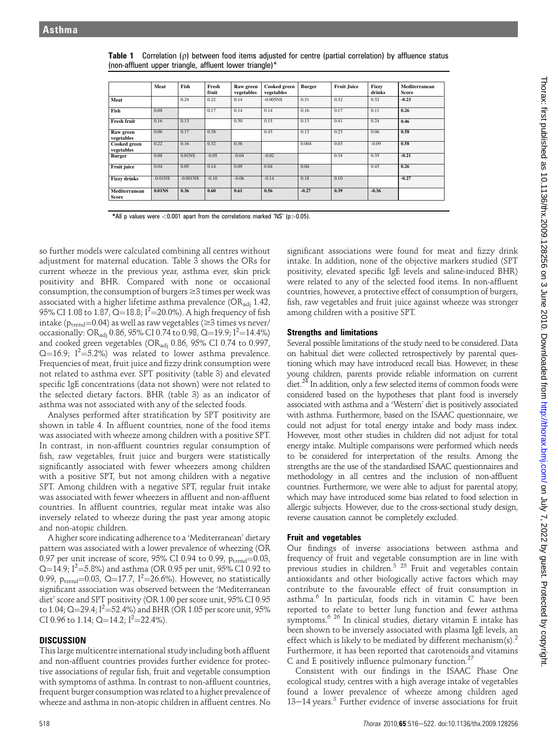**Table 1** Correlation (ρ) between food items adjusted for centre (partial correlation) by affluence status (non-affluent upper triangle, affluent lower triangle)*

| | Meat | Fish | Fresh fruit | Raw green vegetables | Cooked green vegetables | Burger | Fruit Juice | Fizzy drinks | Mediterranean Score |
|---|---|---|---|---|---|---|---|---|---|
| **Meat** | | 0.24 | 0.22 | 0.14 | -0.005NS | 0.31 | 0.32 | 0.32 | **-0.23** |
| **Fish** | 0.08 | | 0.17 | 0.14 | 0.14 | 0.16 | 0.17 | 0.11 | **0.26** |
| **Fresh fruit** | 0.16 | 0.13 | | 0.30 | 0.15 | 0.13 | 0.41 | 0.24 | **0.46** |
| **Raw green vegetables** | 0.06 | 0.17 | 0.38 | | 0.43 | 0.13 | 0.23 | 0.06 | **0.58** |
| **Cooked green vegetables** | 0.22 | 0.16 | 0.32 | 0.38 | | 0.004 | 0.03 | -0.09 | **0.58** |
| **Burger** | 0.08 | 0.01NS | -0.05 | -0.04 | -0.02 | | 0.34 | 0.35 | **-0.21** |
| **Fruit juice** | 0.04 | 0.05 | 0.14 | 0.09 | 0.04 | 0.04 | | 0.45 | **0.26** |
| **Fizzy drinks** | -0.01NS | -0.001NS | -0.10 | -0.06 | -0.14 | 0.18 | 0.10 | | **-0.27** |
| **Mediterranean Score** | **0.01NS** | **0.36** | **0.60** | **0.61** | **0.56** | **-0.27** | **0.39** | **-0.36** | |

*All p values were <0.001 apart from the correlations marked 'NS' (p>0.05).

so further models were calculated combining all centres without adjustment for maternal education. Table 3 shows the ORs for current wheeze in the previous year, asthma ever, skin prick positivity and BHR. Compared with none or occasional consumption, the consumption of burgers ≥3 times per week was associated with a higher lifetime asthma prevalence ($OR_{adj}$ 1.42, 95% CI 1.08 to 1.87, Q=18.8; $I^2$=20.0%). A high frequency of fish intake ($p_{trend}$=0.04) as well as raw vegetables (≥3 times vs never/occasionally: $OR_{adj}$ 0.86, 95% CI 0.74 to 0.98, Q=19.9; $I^2$=14.4%) and cooked green vegetables ($OR_{adj}$ 0.86, 95% CI 0.74 to 0.997, Q=16.9; $I^2$=5.2%) was related to lower asthma prevalence. Frequencies of meat, fruit juice and fizzy drink consumption were not related to asthma ever. SPT positivity (table 3) and elevated specific IgE concentrations (data not shown) were not related to the selected dietary factors. BHR (table 3) as an indicator of asthma was not associated with any of the selected foods.

Analyses performed after stratification by SPT positivity are shown in table 4. In affluent countries, none of the food items was associated with wheeze among children with a positive SPT. In contrast, in non-affluent countries regular consumption of fish, raw vegetables, fruit juice and burgers were statistically significantly associated with fewer wheezers among children with a positive SPT, but not among children with a negative SPT. Among children with a negative SPT, regular fruit intake was associated with fewer wheezers in affluent and non-affluent countries. In affluent countries, regular meat intake was also inversely related to wheeze during the past year among atopic and non-atopic children.

A higher score indicating adherence to a 'Mediterranean' dietary pattern was associated with a lower prevalence of wheezing (OR 0.97 per unit increase of score, 95% CI 0.94 to 0.99, $p_{trend}$=0.03, Q=14.9; $I^2$=5.8%) and asthma (OR 0.95 per unit, 95% CI 0.92 to 0.99, $p_{trend}$=0.03, Q=17.7, $I^2$=26.6%). However, no statistically significant association was observed between the 'Mediterranean diet' score and SPT positivity (OR 1.00 per score unit, 95% CI 0.95 to 1.04; Q=29.4; $I^2$=52.4%) and BHR (OR 1.05 per score unit, 95% CI 0.96 to 1.14; Q=14.2; $I^2$=22.4%).

## DISCUSSION

This large multicentre international study including both affluent and non-affluent countries provides further evidence for protective associations of regular fish, fruit and vegetable consumption with symptoms of asthma. In contrast to non-affluent countries, frequent burger consumption was related to a higher prevalence of wheeze and asthma in non-atopic children in affluent centres. No significant associations were found for meat and fizzy drink intake. In addition, none of the objective markers studied (SPT positivity, elevated specific IgE levels and saline-induced BHR) were related to any of the selected food items. In non-affluent countries, however, a protective effect of consumption of burgers, fish, raw vegetables and fruit juice against wheeze was stronger among children with a positive SPT.

### Strengths and limitations

Several possible limitations of the study need to be considered. Data on habitual diet were collected retrospectively by parental questioning which may have introduced recall bias. However, in these young children, parents provide reliable information on current diet.[24] In addition, only a few selected items of common foods were considered based on the hypotheses that plant food is inversely associated with asthma and a 'Western' diet is positively associated with asthma. Furthermore, based on the ISAAC questionnaire, we could not adjust for total energy intake and body mass index. However, most other studies in children did not adjust for total energy intake. Multiple comparisons were performed which needs to be considered for interpretation of the results. Among the strengths are the use of the standardised ISAAC questionnaires and methodology in all centres and the inclusion of non-affluent countries. Furthermore, we were able to adjust for parental atopy, which may have introduced some bias related to food selection in allergic subjects. However, due to the cross-sectional study design, reverse causation cannot be completely excluded.

### Fruit and vegetables

Our findings of inverse associations between asthma and frequency of fruit and vegetable consumption are in line with previous studies in children.[3 25] Fruit and vegetables contain antioxidants and other biologically active factors which may contribute to the favourable effect of fruit consumption in asthma.[6] In particular, foods rich in vitamin C have been reported to relate to better lung function and fewer asthma symptoms.[6 26] In clinical studies, dietary vitamin E intake has been shown to be inversely associated with plasma IgE levels, an effect which is likely to be mediated by different mechanism(s).[2] Furthermore, it has been reported that carotenoids and vitamins C and E positively influence pulmonary function.[27]

Consistent with our findings in the ISAAC Phase One ecological study, centres with a high average intake of vegetables found a lower prevalence of wheeze among children aged 13–14 years.[3] Further evidence of inverse associations for fruit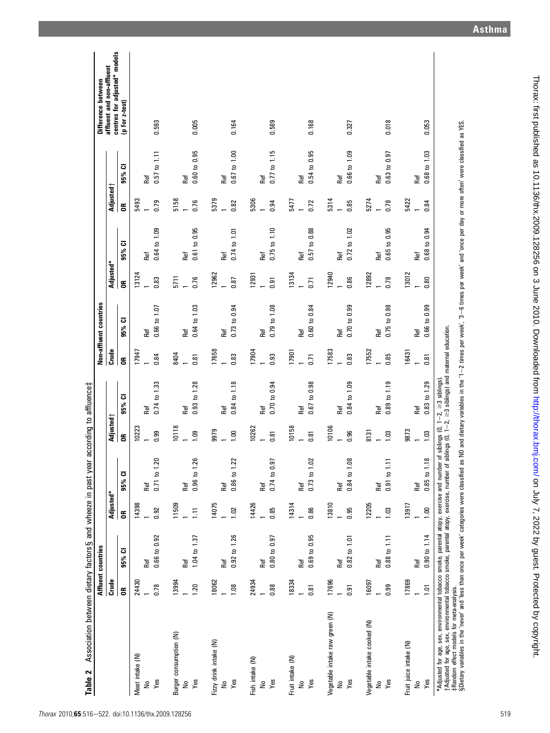**Table 2** Association between dietary factors§ and wheeze in past year according to affluence‡

| | Affluent countries | | | | | | Non-affluent countries | | | | | | Difference between affluent and non-affluent centres for adjusted* models (p for z-test) |
|---|---|---|---|---|---|---|---|---|---|---|---|---|---|
| | Crude | | Adjusted* | | Adjusted† | | Crude | | Adjusted* | | Adjusted† | | |
| | OR | 95% CI | OR | 95% CI | OR | 95% CI | OR | 95% CI | OR | 95% CI | OR | 95% CI | |
| Meat intake (N) | 24430 | | 14398 | | 10223 | | 17947 | | 13124 | | 5493 | | |
| No | 1 | Ref | 1 | Ref | 1 | Ref | 1 | Ref | 1 | Ref | 1 | Ref | |
| Yes | 0.78 | 0.66 to 0.92 | 0.92 | 0.71 to 1.20 | 0.99 | 0.74 to 1.33 | 0.84 | 0.66 to 1.07 | 0.83 | 0.64 to 1.09 | 0.79 | 0.57 to 1.11 | 0.593 |
| Burger consumption (N) | 13994 | | 11509 | | 10118 | | 8404 | | 5711 | | 5158 | | |
| No | 1 | Ref | 1 | Ref | 1 | Ref | 1 | Ref | 1 | Ref | 1 | Ref | |
| Yes | 1.20 | 1.04 to 1.37 | 1.11 | 0.96 to 1.26 | 1.09 | 0.93 to 1.28 | 0.81 | 0.64 to 1.03 | 0.76 | 0.61 to 0.95 | 0.76 | 0.60 to 0.95 | 0.005 |
| Fizzy drink intake (N) | 18062 | | 14075 | | 9979 | | 17658 | | 12962 | | 5379 | | |
| No | 1 | Ref | 1 | Ref | 1 | Ref | 1 | Ref | 1 | Ref | 1 | Ref | |
| Yes | 1.08 | 0.92 to 1.26 | 1.02 | 0.86 to 1.22 | 1.00 | 0.84 to 1.18 | 0.83 | 0.73 to 0.94 | 0.87 | 0.74 to 1.01 | 0.82 | 0.67 to 1.00 | 0.164 |
| Fish intake (N) | 24934 | | 14426 | | 10262 | | 17904 | | 12931 | | 5306 | | |
| No | 1 | Ref | 1 | Ref | 1 | Ref | 1 | Ref | 1 | Ref | 1 | Ref | |
| Yes | 0.88 | 0.80 to 0.97 | 0.85 | 0.74 to 0.97 | 0.81 | 0.70 to 0.94 | 0.93 | 0.79 to 1.08 | 0.91 | 0.75 to 1.10 | 0.94 | 0.77 to 1.15 | 0.589 |
| Fruit intake (N) | 18334 | | 14314 | | 10158 | | 17901 | | 13134 | | 5477 | | |
| No | 1 | Ref | 1 | Ref | 1 | Ref | 1 | Ref | 1 | Ref | 1 | Ref | |
| Yes | 0.81 | 0.69 to 0.95 | 0.86 | 0.73 to 1.02 | 0.81 | 0.67 to 0.98 | 0.71 | 0.60 to 0.84 | 0.71 | 0.57 to 0.88 | 0.72 | 0.54 to 0.95 | 0.168 |
| Vegetable intake raw green (N) | 17696 | | 13810 | | 10106 | | 17583 | | 12940 | | 5314 | | |
| No | 1 | Ref | 1 | Ref | 1 | Ref | 1 | Ref | 1 | Ref | 1 | Ref | |
| Yes | 0.91 | 0.82 to 1.01 | 0.95 | 0.84 to 1.08 | 0.96 | 0.84 to 1.09 | 0.83 | 0.70 to 0.99 | 0.86 | 0.72 to 1.02 | 0.85 | 0.66 to 1.09 | 0.327 |
| Vegetable intake cooked (N) | 16097 | | 12205 | | 8131 | | 17552 | | 12892 | | 5274 | | |
| No | 1 | Ref | 1 | Ref | 1 | Ref | 1 | Ref | 1 | Ref | 1 | Ref | |
| Yes | 0.99 | 0.88 to 1.11 | 1.03 | 0.91 to 1.11 | 1.03 | 0.89 to 1.19 | 0.85 | 0.75 to 0.98 | 0.78 | 0.65 to 0.95 | 0.78 | 0.63 to 0.97 | 0.018 |
| Fruit juice intake (N) | 17869 | | 13917 | | 9873 | | 16431 | | 13012 | | 5422 | | |
| No | 1 | Ref | 1 | Ref | 1 | Ref | 1 | Ref | 1 | Ref | 1 | Ref | |
| Yes | 1.01 | 0.90 to 1.14 | 1.00 | 0.85 to 1.18 | 1.03 | 0.83 to 1.29 | 0.81 | 0.66 to 0.99 | 0.80 | 0.68 to 0.94 | 0.84 | 0.68 to 1.03 | 0.053 |

*Adjusted for age, sex, environmental tobacco smoke, parental atopy, exercise and number of siblings (0, 1−2, ≥3 siblings).
†Adjusted for age, sex, environmental tobacco smoke, parental atopy, exercise, number of siblings (0, 1−2, ≥3 siblings) and maternal education.
‡Random effect models for meta-analysis.
§Dietary variables in the 'never' and 'less than once per week' categories were classified as NO and dietary variables in the '1−2 times per week', '3−6 times per week' and 'once per day or more often' were classified as YES.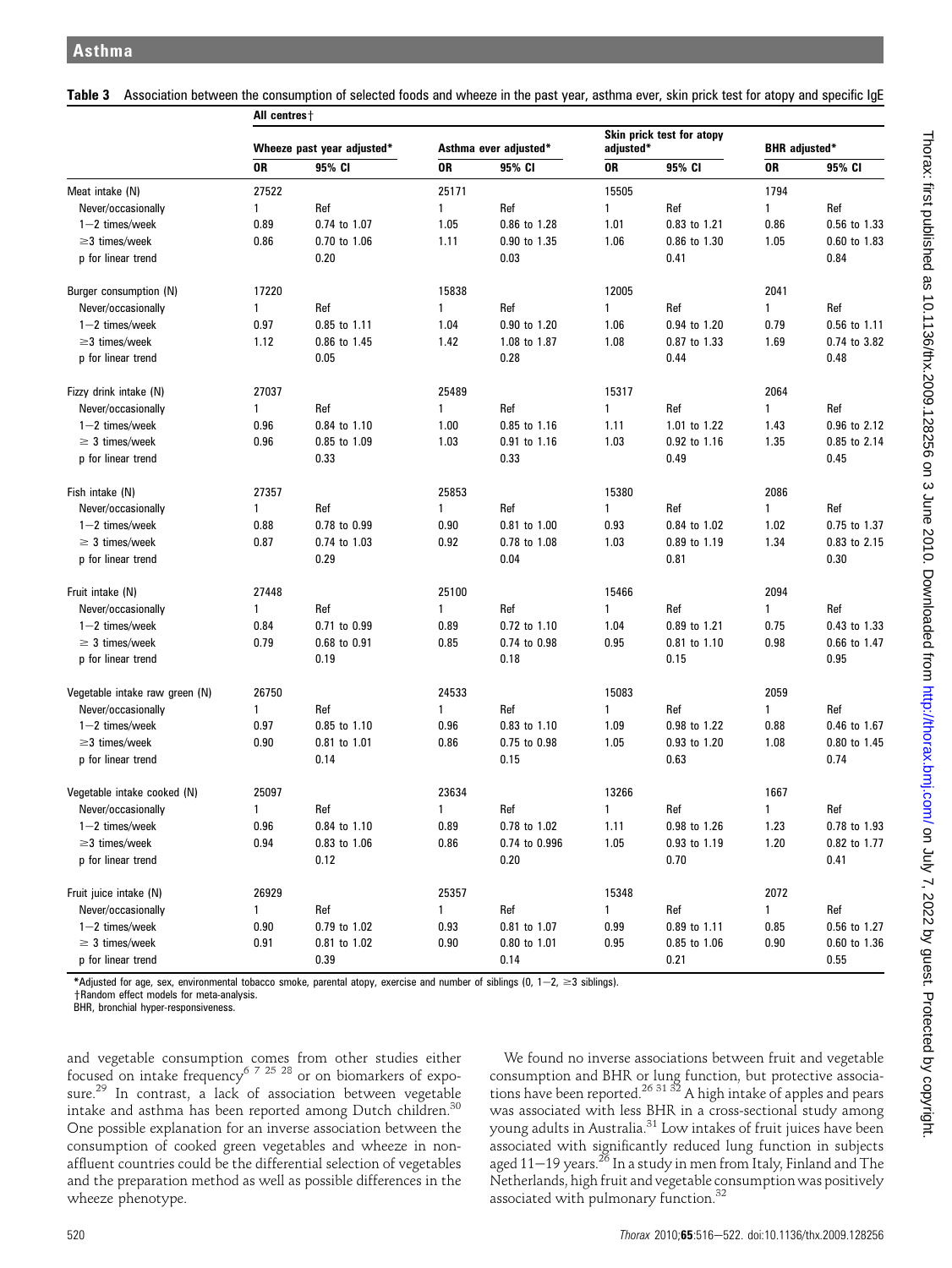**Table 3** Association between the consumption of selected foods and wheeze in the past year, asthma ever, skin prick test for atopy and specific IgE

| | All centres† | | | | | | | |
|---|---|---|---|---|---|---|---|---|
| | Wheeze past year adjusted* | | Asthma ever adjusted* | | Skin prick test for atopy adjusted* | | BHR adjusted* | |
| | OR | 95% CI | OR | 95% CI | OR | 95% CI | OR | 95% CI |
| Meat intake (N) | 27522 | | 25171 | | 15505 | | 1794 | |
| Never/occasionally | 1 | Ref | 1 | Ref | 1 | Ref | 1 | Ref |
| 1−2 times/week | 0.89 | 0.74 to 1.07 | 1.05 | 0.86 to 1.28 | 1.01 | 0.83 to 1.21 | 0.86 | 0.56 to 1.33 |
| ≥3 times/week | 0.86 | 0.70 to 1.06 | 1.11 | 0.90 to 1.35 | 1.06 | 0.86 to 1.30 | 1.05 | 0.60 to 1.83 |
| p for linear trend | | 0.20 | | 0.03 | | 0.41 | | 0.84 |
| Burger consumption (N) | 17220 | | 15838 | | 12005 | | 2041 | |
| Never/occasionally | 1 | Ref | 1 | Ref | 1 | Ref | 1 | Ref |
| 1−2 times/week | 0.97 | 0.85 to 1.11 | 1.04 | 0.90 to 1.20 | 1.06 | 0.94 to 1.20 | 0.79 | 0.56 to 1.11 |
| ≥3 times/week | 1.12 | 0.86 to 1.45 | 1.42 | 1.08 to 1.87 | 1.08 | 0.87 to 1.33 | 1.69 | 0.74 to 3.82 |
| p for linear trend | | 0.05 | | 0.28 | | 0.44 | | 0.48 |
| Fizzy drink intake (N) | 27037 | | 25489 | | 15317 | | 2064 | |
| Never/occasionally | 1 | Ref | 1 | Ref | 1 | Ref | 1 | Ref |
| 1−2 times/week | 0.96 | 0.84 to 1.10 | 1.00 | 0.85 to 1.16 | 1.11 | 1.01 to 1.22 | 1.43 | 0.96 to 2.12 |
| ≥ 3 times/week | 0.96 | 0.85 to 1.09 | 1.03 | 0.91 to 1.16 | 1.03 | 0.92 to 1.16 | 1.35 | 0.85 to 2.14 |
| p for linear trend | | 0.33 | | 0.33 | | 0.49 | | 0.45 |
| Fish intake (N) | 27357 | | 25853 | | 15380 | | 2086 | |
| Never/occasionally | 1 | Ref | 1 | Ref | 1 | Ref | 1 | Ref |
| 1−2 times/week | 0.88 | 0.78 to 0.99 | 0.90 | 0.81 to 1.00 | 0.93 | 0.84 to 1.02 | 1.02 | 0.75 to 1.37 |
| ≥ 3 times/week | 0.87 | 0.74 to 1.03 | 0.92 | 0.78 to 1.08 | 1.03 | 0.89 to 1.19 | 1.34 | 0.83 to 2.15 |
| p for linear trend | | 0.29 | | 0.04 | | 0.81 | | 0.30 |
| Fruit intake (N) | 27448 | | 25100 | | 15466 | | 2094 | |
| Never/occasionally | 1 | Ref | 1 | Ref | 1 | Ref | 1 | Ref |
| 1−2 times/week | 0.84 | 0.71 to 0.99 | 0.89 | 0.72 to 1.10 | 1.04 | 0.89 to 1.21 | 0.75 | 0.43 to 1.33 |
| ≥ 3 times/week | 0.79 | 0.68 to 0.91 | 0.85 | 0.74 to 0.98 | 0.95 | 0.81 to 1.10 | 0.98 | 0.66 to 1.47 |
| p for linear trend | | 0.19 | | 0.18 | | 0.15 | | 0.95 |
| Vegetable intake raw green (N) | 26750 | | 24533 | | 15083 | | 2059 | |
| Never/occasionally | 1 | Ref | 1 | Ref | 1 | Ref | 1 | Ref |
| 1−2 times/week | 0.97 | 0.85 to 1.10 | 0.96 | 0.83 to 1.10 | 1.09 | 0.98 to 1.22 | 0.88 | 0.46 to 1.67 |
| ≥3 times/week | 0.90 | 0.81 to 1.01 | 0.86 | 0.75 to 0.98 | 1.05 | 0.93 to 1.20 | 1.08 | 0.80 to 1.45 |
| p for linear trend | | 0.14 | | 0.15 | | 0.63 | | 0.74 |
| Vegetable intake cooked (N) | 25097 | | 23634 | | 13266 | | 1667 | |
| Never/occasionally | 1 | Ref | 1 | Ref | 1 | Ref | 1 | Ref |
| 1−2 times/week | 0.96 | 0.84 to 1.10 | 0.89 | 0.78 to 1.02 | 1.11 | 0.98 to 1.26 | 1.23 | 0.78 to 1.93 |
| ≥3 times/week | 0.94 | 0.83 to 1.06 | 0.86 | 0.74 to 0.996 | 1.05 | 0.93 to 1.19 | 1.20 | 0.82 to 1.77 |
| p for linear trend | | 0.12 | | 0.20 | | 0.70 | | 0.41 |
| Fruit juice intake (N) | 26929 | | 25357 | | 15348 | | 2072 | |
| Never/occasionally | 1 | Ref | 1 | Ref | 1 | Ref | 1 | Ref |
| 1−2 times/week | 0.90 | 0.79 to 1.02 | 0.93 | 0.81 to 1.07 | 0.99 | 0.89 to 1.11 | 0.85 | 0.56 to 1.27 |
| ≥ 3 times/week | 0.91 | 0.81 to 1.02 | 0.90 | 0.80 to 1.01 | 0.95 | 0.85 to 1.06 | 0.90 | 0.60 to 1.36 |
| p for linear trend | | 0.39 | | 0.14 | | 0.21 | | 0.55 |

*Adjusted for age, sex, environmental tobacco smoke, parental atopy, exercise and number of siblings (0, 1−2, ≥3 siblings).
†Random effect models for meta-analysis.
BHR, bronchial hyper-responsiveness.

and vegetable consumption comes from other studies either focused on intake frequency[6 7 25 28] or on biomarkers of exposure.[29] In contrast, a lack of association between vegetable intake and asthma has been reported among Dutch children.[30] One possible explanation for an inverse association between the consumption of cooked green vegetables and wheeze in non-affluent countries could be the differential selection of vegetables and the preparation method as well as possible differences in the wheeze phenotype.

We found no inverse associations between fruit and vegetable consumption and BHR or lung function, but protective associations have been reported.[26 31 32] A high intake of apples and pears was associated with less BHR in a cross-sectional study among young adults in Australia.[31] Low intakes of fruit juices have been associated with significantly reduced lung function in subjects aged 11−19 years.[26] In a study in men from Italy, Finland and The Netherlands, high fruit and vegetable consumption was positively associated with pulmonary function.[32]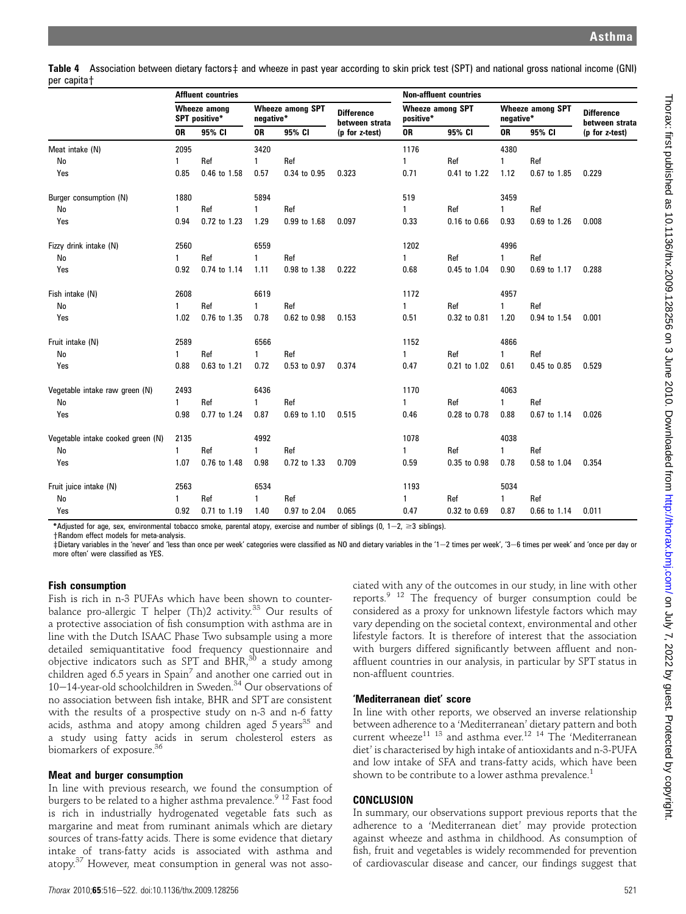**Table 4** Association between dietary factors‡ and wheeze in past year according to skin prick test (SPT) and national gross national income (GNI) per capita†

| | Affluent countries | | | | | Non-affluent countries | | | | |
|---|---|---|---|---|---|---|---|---|---|---|
| | Wheeze among SPT positive* | | Wheeze among SPT negative* | | Difference between strata | Wheeze among SPT positive* | | Wheeze among SPT negative* | | Difference between strata |
| | OR | 95% CI | OR | 95% CI | (p for z-test) | OR | 95% CI | OR | 95% CI | (p for z-test) |
| Meat intake (N) | 2095 | | 3420 | | | 1176 | | 4380 | | |
| No | 1 | Ref | 1 | Ref | | 1 | Ref | 1 | Ref | |
| Yes | 0.85 | 0.46 to 1.58 | 0.57 | 0.34 to 0.95 | 0.323 | 0.71 | 0.41 to 1.22 | 1.12 | 0.67 to 1.85 | 0.229 |
| Burger consumption (N) | 1880 | | 5894 | | | 519 | | 3459 | | |
| No | 1 | Ref | 1 | Ref | | 1 | Ref | 1 | Ref | |
| Yes | 0.94 | 0.72 to 1.23 | 1.29 | 0.99 to 1.68 | 0.097 | 0.33 | 0.16 to 0.66 | 0.93 | 0.69 to 1.26 | 0.008 |
| Fizzy drink intake (N) | 2560 | | 6559 | | | 1202 | | 4996 | | |
| No | 1 | Ref | 1 | Ref | | 1 | Ref | 1 | Ref | |
| Yes | 0.92 | 0.74 to 1.14 | 1.11 | 0.98 to 1.38 | 0.222 | 0.68 | 0.45 to 1.04 | 0.90 | 0.69 to 1.17 | 0.288 |
| Fish intake (N) | 2608 | | 6619 | | | 1172 | | 4957 | | |
| No | 1 | Ref | 1 | Ref | | 1 | Ref | 1 | Ref | |
| Yes | 1.02 | 0.76 to 1.35 | 0.78 | 0.62 to 0.98 | 0.153 | 0.51 | 0.32 to 0.81 | 1.20 | 0.94 to 1.54 | 0.001 |
| Fruit intake (N) | 2589 | | 6566 | | | 1152 | | 4866 | | |
| No | 1 | Ref | 1 | Ref | | 1 | Ref | 1 | Ref | |
| Yes | 0.88 | 0.63 to 1.21 | 0.72 | 0.53 to 0.97 | 0.374 | 0.47 | 0.21 to 1.02 | 0.61 | 0.45 to 0.85 | 0.529 |
| Vegetable intake raw green (N) | 2493 | | 6436 | | | 1170 | | 4063 | | |
| No | 1 | Ref | 1 | Ref | | 1 | Ref | 1 | Ref | |
| Yes | 0.98 | 0.77 to 1.24 | 0.87 | 0.69 to 1.10 | 0.515 | 0.46 | 0.28 to 0.78 | 0.88 | 0.67 to 1.14 | 0.026 |
| Vegetable intake cooked green (N) | 2135 | | 4992 | | | 1078 | | 4038 | | |
| No | 1 | Ref | 1 | Ref | | 1 | Ref | 1 | Ref | |
| Yes | 1.07 | 0.76 to 1.48 | 0.98 | 0.72 to 1.33 | 0.709 | 0.59 | 0.35 to 0.98 | 0.78 | 0.58 to 1.04 | 0.354 |
| Fruit juice intake (N) | 2563 | | 6534 | | | 1193 | | 5034 | | |
| No | 1 | Ref | 1 | Ref | | 1 | Ref | 1 | Ref | |
| Yes | 0.92 | 0.71 to 1.19 | 1.40 | 0.97 to 2.04 | 0.065 | 0.47 | 0.32 to 0.69 | 0.87 | 0.66 to 1.14 | 0.011 |

*Adjusted for age, sex, environmental tobacco smoke, parental atopy, exercise and number of siblings (0, 1−2, ≥3 siblings).
†Random effect models for meta-analysis.
‡Dietary variables in the 'never' and 'less than once per week' categories were classified as NO and dietary variables in the '1−2 times per week', '3−6 times per week' and 'once per day or more often' were classified as YES.

### Fish consumption

Fish is rich in n-3 PUFAs which have been shown to counterbalance pro-allergic T helper (Th)2 activity.[33] Our results of a protective association of fish consumption with asthma are in line with the Dutch ISAAC Phase Two subsample using a more detailed semiquantitative food frequency questionnaire and objective indicators such as SPT and BHR,[30] a study among children aged 6.5 years in Spain[7] and another one carried out in 10−14-year-old schoolchildren in Sweden.[34] Our observations of no association between fish intake, BHR and SPT are consistent with the results of a prospective study on n-3 and n-6 fatty acids, asthma and atopy among children aged 5 years[35] and a study using fatty acids in serum cholesterol esters as biomarkers of exposure.[36]

### Meat and burger consumption

In line with previous research, we found the consumption of burgers to be related to a higher asthma prevalence.[9 12] Fast food is rich in industrially hydrogenated vegetable fats such as margarine and meat from ruminant animals which are dietary sources of trans-fatty acids. There is some evidence that dietary intake of trans-fatty acids is associated with asthma and atopy.[37] However, meat consumption in general was not associated with any of the outcomes in our study, in line with other reports.[9 12] The frequency of burger consumption could be considered as a proxy for unknown lifestyle factors which may vary depending on the societal context, environmental and other lifestyle factors. It is therefore of interest that the association with burgers differed significantly between affluent and non-affluent countries in our analysis, in particular by SPT status in non-affluent countries.

### 'Mediterranean diet' score

In line with other reports, we observed an inverse relationship between adherence to a 'Mediterranean' dietary pattern and both current wheeze[11 13] and asthma ever.[12 14] The 'Mediterranean diet' is characterised by high intake of antioxidants and n-3-PUFA and low intake of SFA and trans-fatty acids, which have been shown to be contribute to a lower asthma prevalence.[1]

## CONCLUSION

In summary, our observations support previous reports that the adherence to a 'Mediterranean diet' may provide protection against wheeze and asthma in childhood. As consumption of fish, fruit and vegetables is widely recommended for prevention of cardiovascular disease and cancer, our findings suggest that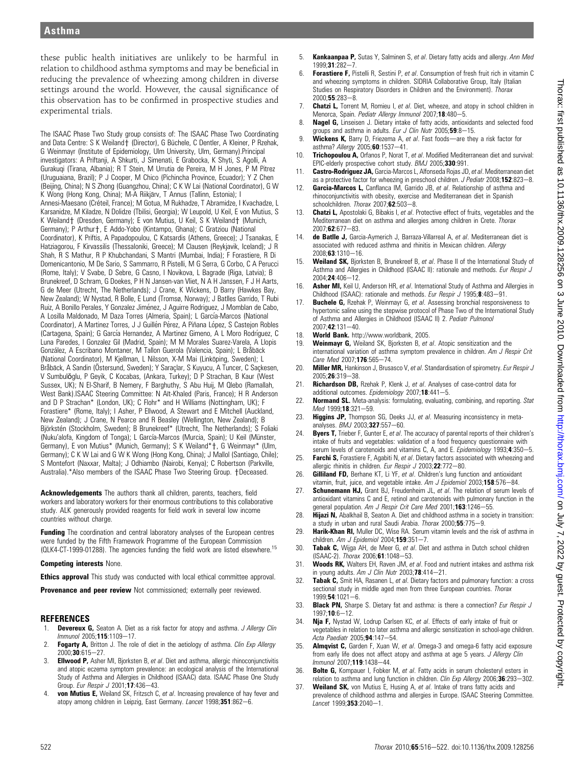these public health initiatives are unlikely to be harmful in relation to childhood asthma symptoms and may be beneficial in reducing the prevalence of wheezing among children in diverse settings around the world. However, the causal significance of this observation has to be confirmed in prospective studies and experimental trials.

The ISAAC Phase Two Study group consists of: The ISAAC Phase Two Coordinating and Data Centre: S K Weiland† (Director), G Büchele, C Dentler, A Kleiner, P Rzehak, G Weinmayr (Institute of Epidemiology, Ulm University, Ulm, Germany).Principal investigators: A Priftanji, A Shkurti, J Simenati, E Grabocka, K Shyti, S Agolli, A Gurakuqi (Tirana, Albania); R T Stein, M Urrutia de Pereira, M H Jones, P M Pitrez (Uruguaiana, Brazil); P J Cooper, M Chico (Pichincha Province, Ecuador); Y Z Chen (Beijing, China); N S Zhong (Guangzhou, China); C K W Lai (National Coordinator), G W K Wong (Hong Kong, China); M-A Riikjärv, T Annus (Tallinn, Estonia); I Annesi-Maesano (Créteil, France); M Gotua, M Rukhadze, T Abramidze, I Kvachadze, L Karsanidze, M Kiladze, N Dolidze (Tbilisi, Georgia); W Leupold, U Keil, E von Mutius, S K Weiland† (Dresden, Germany); E von Mutius, U Keil, S K Weiland† (Munich, Germany); P Arthur†, E Addo-Yobo (Kintampo, Ghana); C Gratziou (National Coordinator), K Priftis, A Papadopoulou, C Katsardis (Athens, Greece); J Tsanakas, E Hatziagorou, F Kirvassilis (Thessaloniki, Greece); M Clausen (Reykjavik, Iceland); J R Shah, R S Mathur, R P Khubchandani, S Mantri (Mumbai, India); F Forastiere, R Di Domenicantonio, M De Sario, S Sammarro, R Pistelli, M G Serra, G Corbo, C A Perucci (Rome, Italy); V Svabe, D Sebre, G Casno, I Novikova, L Bagrade (Riga, Latvia); B Brunekreef, D Schram, G Doekes, P H N Jansen-van Vliet, N A H Janssen, F J H Aarts, G de Meer (Utrecht, The Netherlands); J Crane, K Wickens, D Barry (Hawkes Bay, New Zealand); W Nystad, R Bolle, E Lund (Tromsø, Norway); J Batlles Garrido, T Rubi Ruiz, A Bonillo Perales, Y Gonzalez Jiménez, J Aguirre Rodriguez, J Momblan de Cabo, A Losilla Maldonado, M Daza Torres (Almeria, Spain); L García-Marcos (National Coordinator), A Martinez Torres, J Guillén Pérez, A Piñana López, S Castejon Robles (Cartagena, Spain); G García Hernandez, A Martinez Gimeno, A L Moro Rodríguez, C Luna Paredes, I Gonzalez Gil (Madrid, Spain); M M Morales Suarez-Varela, A Llopis González, A Escribano Montaner, M Tallon Guerola (Valencia, Spain); L Bråbäck (National Coordinator), M Kjellman, L Nilsson, X-M Mai (Linköping, Sweden); L Bråbäck, A Sandin (Östersund, Sweden); Y Saraçlar, S Kuyucu, A Tuncer, C Saçkesen, V Sumbulǒglu, P Geyik, C Kocabas, (Ankara, Turkey); D P Strachan, B Kaur (West Sussex, UK); N El-Sharif, B Nemery, F Barghuthy, S Abu Huij, M Qlebo (Ramallah, West Bank).ISAAC Steering Committee: N Aït-Khaled (Paris, France); H R Anderson and D P Strachan* (London, UK); C Flohr* and H Williams (Nottingham, UK); F Forastiere* (Rome, Italy); I Asher, P Ellwood, A Stewart and E Mitchell (Auckland, New Zealand); J Crane, N Pearce and R Beasley (Wellington, New Zealand); B Björkstén (Stockholm, Sweden); B Brunekreef* (Utrecht, The Netherlands); S Foliaki (Nuku'alofa, Kingdom of Tonga); L García-Marcos (Murcia, Spain); U Keil (Münster, Germany), E von Mutius* (Munich, Germany); S K Weiland*†, G Weinmayr* (Ulm, Germany); C K W Lai and G W K Wong (Hong Kong, China); J Mallol (Santiago, Chile); S Montefort (Naxxar, Malta); J Odhiambo (Nairobi, Kenya); C Robertson (Parkville, Australia).*Also members of the ISAAC Phase Two Steering Group. †Deceased.

**Acknowledgements** The authors thank all children, parents, teachers, field workers and laboratory workers for their enormous contributions to this collaborative study. ALK generously provided reagents for field work in several low income countries without charge.

**Funding** The coordination and central laboratory analyses of the European centres were funded by the Fifth Framework Programme of the European Commission (QLK4-CT-1999-01288). The agencies funding the field work are listed elsewhere.[15]

**Competing interests** None.

**Ethics approval** This study was conducted with local ethical committee approval.

**Provenance and peer review** Not commissioned; externally peer reviewed.

## REFERENCES

1. **Devereux G,** Seaton A. Diet as a risk factor for atopy and asthma. *J Allergy Clin Immunol* 2005;**115**:1109–17.
2. **Fogarty A,** Britton J. The role of diet in the aetiology of asthma. *Clin Exp Allergy* 2000;**30**:615–27.
3. **Ellwood P,** Asher MI, Bjorksten B, *et al*. Diet and asthma, allergic rhinoconjunctivitis and atopic eczema symptom prevalence: an ecological analysis of the International Study of Asthma and Allergies in Childhood (ISAAC) data. ISAAC Phase One Study Group. *Eur Respir J* 2001;**17**:436–43.
4. **von Mutius E,** Weiland SK, Fritzsch C, *et al*. Increasing prevalence of hay fever and atopy among children in Leipzig, East Germany. *Lancet* 1998;**351**:862–6.
5. **Kankaanpaa P,** Sutas Y, Salminen S, *et al*. Dietary fatty acids and allergy. *Ann Med* 1999;**31**:282–7.
6. **Forastiere F,** Pistelli R, Sestini P, *et al*. Consumption of fresh fruit rich in vitamin C and wheezing symptoms in children. SIDRIA Collaborative Group, Italy (Italian Studies on Respiratory Disorders in Children and the Environment). *Thorax* 2000;**55**:283–8.
7. **Chatzi L,** Torrent M, Romieu I, *et al*. Diet, wheeze, and atopy in school children in Menorca, Spain. *Pediatr Allergy Immunol* 2007;**18**:480–5.
8. **Nagel G,** Linseisen J. Dietary intake of fatty acids, antioxidants and selected food groups and asthma in adults. *Eur J Clin Nutr* 2005;**59**:8–15.
9. **Wickens K,** Barry D, Friezema A, *et al*. Fast foods—are they a risk factor for asthma? *Allergy* 2005;**60**:1537–41.
10. **Trichopoulou A,** Orfanos P, Norat T, *et al*. Modified Mediterranean diet and survival: EPIC-elderly prospective cohort study. *BMJ* 2005;**330**:991.
11. **Castro-Rodriguez JA,** Garcia-Marcos L, Alfonseda Rojas JD, *et al*. Mediterranean diet as a protective factor for wheezing in preschool children. *J Pediatr* 2008;**152**:823–8.
12. **Garcia-Marcos L,** Canflanca IM, Garrido JB, *et al*. Relationship of asthma and rhinoconjunctivitis with obesity, exercise and Mediterranean diet in Spanish schoolchildren. *Thorax* 2007;**62**:503–8.
13. **Chatzi L,** Apostolaki G, Bibakis I, *et al*. Protective effect of fruits, vegetables and the Mediterranean diet on asthma and allergies among children in Crete. *Thorax* 2007;**62**:677–83.
14. **de Batlle J,** Garcia-Aymerich J, Barraza-Villarreal A, *et al*. Mediterranean diet is associated with reduced asthma and rhinitis in Mexican children. *Allergy* 2008;**63**:1310–16.
15. **Weiland SK,** Bjorksten B, Brunekreef B, *et al*. Phase II of the International Study of Asthma and Allergies in Childhood (ISAAC II): rationale and methods. *Eur Respir J* 2004;**24**:406–12.
16. **Asher MI,** Keil U, Anderson HR, *et al*. International Study of Asthma and Allergies in Childhood (ISAAC): rationale and methods. *Eur Respir J* 1995;**8**:483–91.
17. **Buchele G,** Rzehak P, Weinmayr G, *et al*. Assessing bronchial responsiveness to hypertonic saline using the stepwise protocol of Phase Two of the International Study of Asthma and Allergies in Childhood (ISAAC II) 2. *Pediatr Pulmonol* 2007;**42**:131–40.
18. **World Bank.** http://www.worldbank, 2005.
19. **Weinmayr G,** Weiland SK, Bjorksten B, *et al*. Atopic sensitization and the international variation of asthma symptom prevalence in children. *Am J Respir Crit Care Med* 2007;**176**:565–74.
20. **Miller MR,** Hankinson J, Brusasco V, *et al*. Standardisation of spirometry. *Eur Respir J* 2005;**26**:319–38.
21. **Richardson DB,** Rzehak P, Klenk J, *et al*. Analyses of case-control data for additional outcomes. *Epidemiology* 2007;**18**:441–5.
22. **Normand SL.** Meta-analysis: formulating, evaluating, combining, and reporting. *Stat Med* 1999;**18**:321–59.
23. **Higgins JP,** Thompson SG, Deeks JJ, *et al*. Measuring inconsistency in meta-analyses. *BMJ* 2003;**327**:557–60.
24. **Byers T,** Trieber F, Gunter E, *et al*. The accuracy of parental reports of their children's intake of fruits and vegetables: validation of a food frequency questionnaire with serum levels of carotenoids and vitamins C, A, and E. *Epidemiology* 1993;**4**:350–5.
25. **Farchi S,** Forastiere F, Agabiti N, *et al*. Dietary factors associated with wheezing and allergic rhinitis in children. *Eur Respir J* 2003;**22**:772–80.
26. **Gilliland FD,** Berhane KT, Li YF, *et al*. Children's lung function and antioxidant vitamin, fruit, juice, and vegetable intake. *Am J Epidemiol* 2003;**158**:576–84.
27. **Schunemann HJ,** Grant BJ, Freudenheim JL, *et al*. The relation of serum levels of antioxidant vitamins C and E, retinol and carotenoids with pulmonary function in the general population. *Am J Respir Crit Care Med* 2001;**163**:1246–55.
28. **Hijazi N,** Abalkhail B, Seaton A. Diet and childhood asthma in a society in transition: a study in urban and rural Saudi Arabia. *Thorax* 2000;**55**:775–9.
29. **Harik-Khan RI,** Muller DC, Wise RA. Serum vitamin levels and the risk of asthma in children. *Am J Epidemiol* 2004;**159**:351–7.
30. **Tabak C,** Wijga AH, de Meer G, *et al*. Diet and asthma in Dutch school children (ISAAC-2). *Thorax* 2006;**61**:1048–53.
31. **Woods RK,** Walters EH, Raven JM, *et al*. Food and nutrient intakes and asthma risk in young adults. *Am J Clin Nutr* 2003;**78**:414–21.
32. **Tabak C,** Smit HA, Rasanen L, *et al*. Dietary factors and pulmonary function: a cross sectional study in middle aged men from three European countries. *Thorax* 1999;**54**:1021–6.
33. **Black PN,** Sharpe S. Dietary fat and asthma: is there a connection? *Eur Respir J* 1997;**10**:6–12.
34. **Nja F,** Nystad W, Lodrup Carlsen KC, *et al*. Effects of early intake of fruit or vegetables in relation to later asthma and allergic sensitization in school-age children. *Acta Paediatr* 2005;**94**:147–54.
35. **Almqvist C,** Garden F, Xuan W, *et al*. Omega-3 and omega-6 fatty acid exposure from early life does not affect atopy and asthma at age 5 years. *J Allergy Clin Immunol* 2007;**119**:1438–44.
36. **Bolte G,** Kompauer I, Fobker M, *et al*. Fatty acids in serum cholesteryl esters in relation to asthma and lung function in children. *Clin Exp Allergy* 2006;**36**:293–302.
37. **Weiland SK,** von Mutius E, Husing A, *et al*. Intake of trans fatty acids and prevalence of childhood asthma and allergies in Europe. ISAAC Steering Committee. *Lancet* 1999;**353**:2040–1.